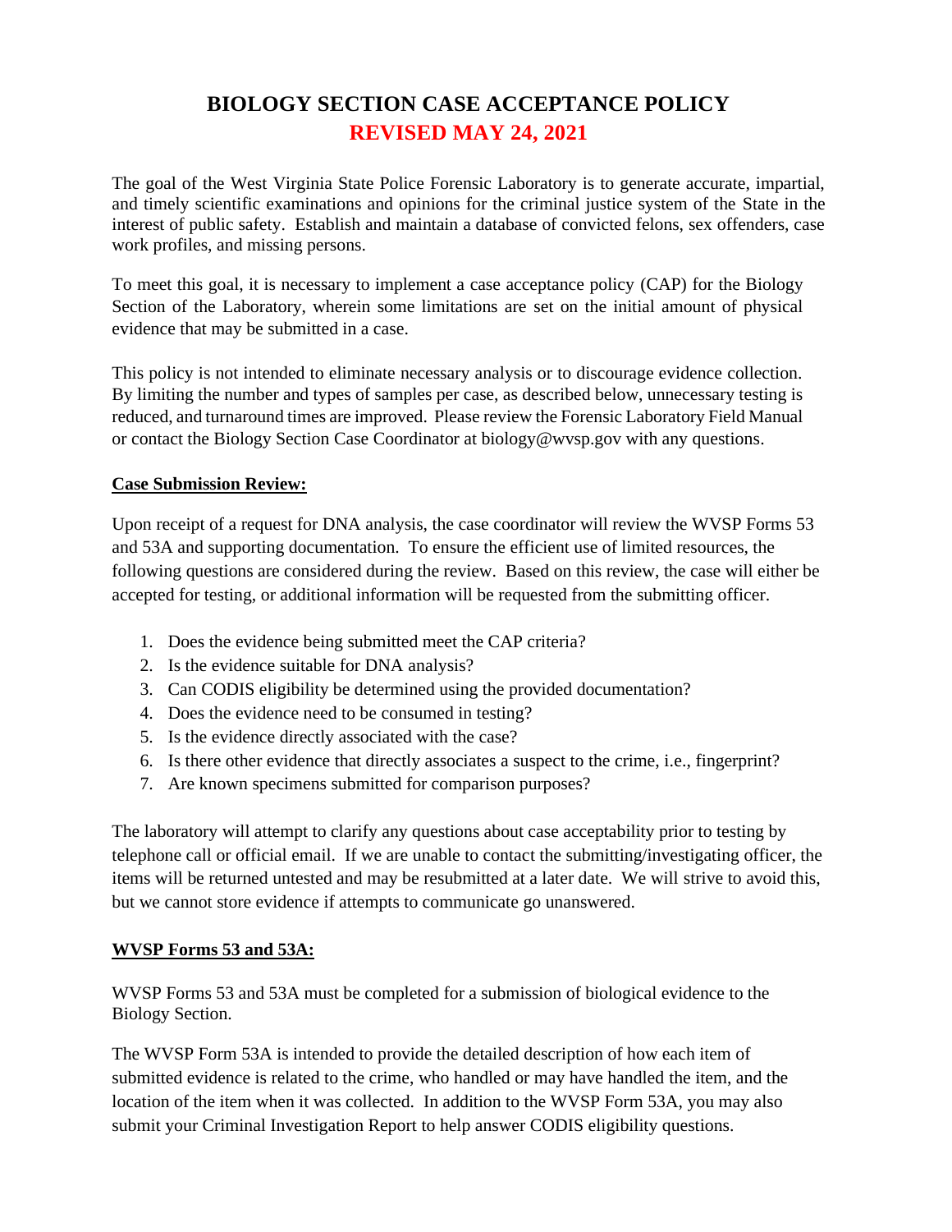# BIOLOGY SECTION CASE ACCEPTANCE POLICY
## REVISED MAY 24, 2021

The goal of the West Virginia State Police Forensic Laboratory is to generate accurate, impartial, and timely scientific examinations and opinions for the criminal justice system of the State in the interest of public safety. Establish and maintain a database of convicted felons, sex offenders, case work profiles, and missing persons.

To meet this goal, it is necessary to implement a case acceptance policy (CAP) for the Biology Section of the Laboratory, wherein some limitations are set on the initial amount of physical evidence that may be submitted in a case.

This policy is not intended to eliminate necessary analysis or to discourage evidence collection. By limiting the number and types of samples per case, as described below, unnecessary testing is reduced, and turnaround times are improved. Please review the Forensic Laboratory Field Manual or contact the Biology Section Case Coordinator at biology@wvsp.gov with any questions.

**Case Submission Review:**

Upon receipt of a request for DNA analysis, the case coordinator will review the WVSP Forms 53 and 53A and supporting documentation. To ensure the efficient use of limited resources, the following questions are considered during the review. Based on this review, the case will either be accepted for testing, or additional information will be requested from the submitting officer.

1. Does the evidence being submitted meet the CAP criteria?
2. Is the evidence suitable for DNA analysis?
3. Can CODIS eligibility be determined using the provided documentation?
4. Does the evidence need to be consumed in testing?
5. Is the evidence directly associated with the case?
6. Is there other evidence that directly associates a suspect to the crime, i.e., fingerprint?
7. Are known specimens submitted for comparison purposes?

The laboratory will attempt to clarify any questions about case acceptability prior to testing by telephone call or official email. If we are unable to contact the submitting/investigating officer, the items will be returned untested and may be resubmitted at a later date. We will strive to avoid this, but we cannot store evidence if attempts to communicate go unanswered.

**WVSP Forms 53 and 53A:**

WVSP Forms 53 and 53A must be completed for a submission of biological evidence to the Biology Section.

The WVSP Form 53A is intended to provide the detailed description of how each item of submitted evidence is related to the crime, who handled or may have handled the item, and the location of the item when it was collected. In addition to the WVSP Form 53A, you may also submit your Criminal Investigation Report to help answer CODIS eligibility questions.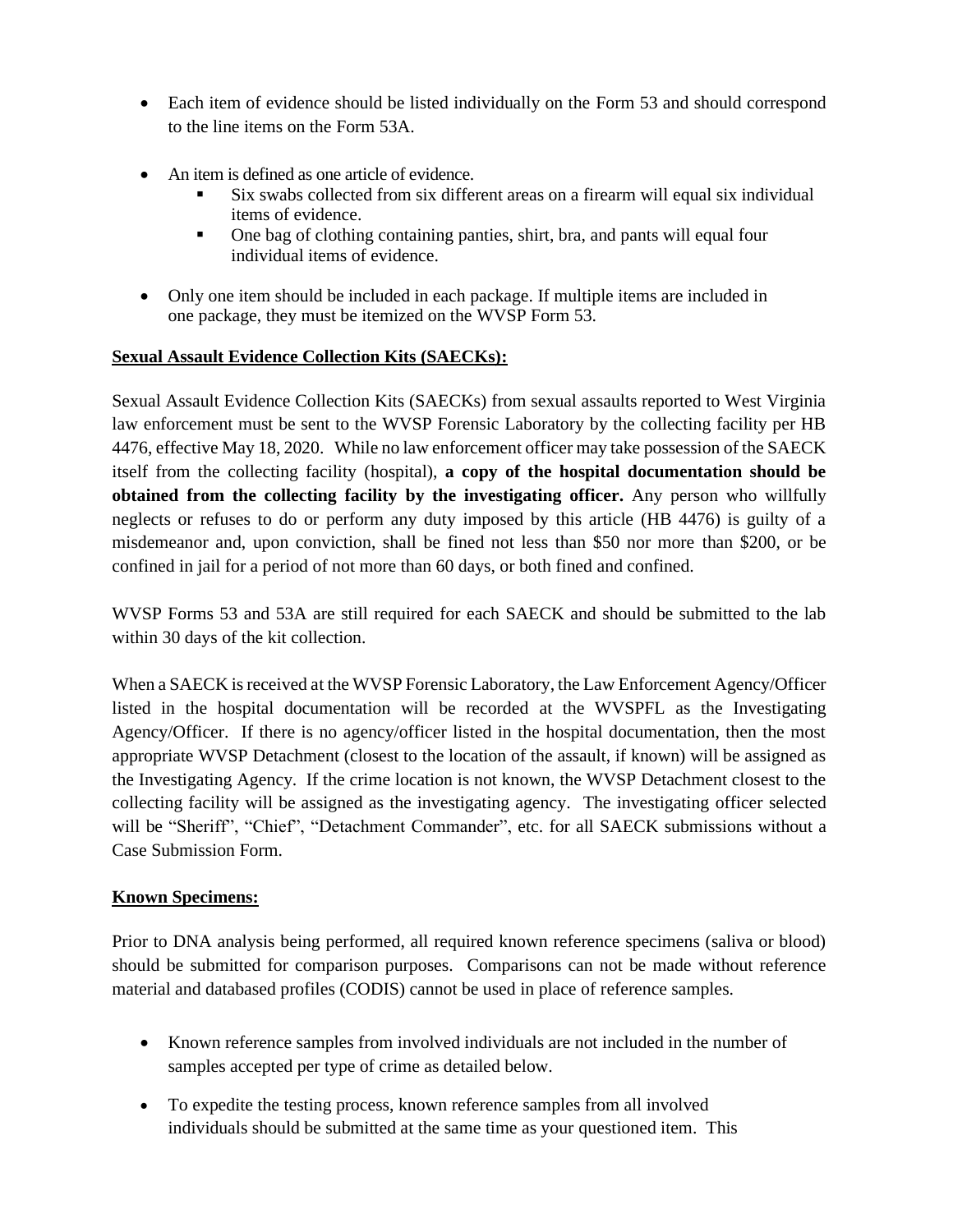- Each item of evidence should be listed individually on the Form 53 and should correspond to the line items on the Form 53A.

- An item is defined as one article of evidence.
  - Six swabs collected from six different areas on a firearm will equal six individual items of evidence.
  - One bag of clothing containing panties, shirt, bra, and pants will equal four individual items of evidence.

- Only one item should be included in each package. If multiple items are included in one package, they must be itemized on the WVSP Form 53.

**Sexual Assault Evidence Collection Kits (SAECKs):**

Sexual Assault Evidence Collection Kits (SAECKs) from sexual assaults reported to West Virginia law enforcement must be sent to the WVSP Forensic Laboratory by the collecting facility per HB 4476, effective May 18, 2020. While no law enforcement officer may take possession of the SAECK itself from the collecting facility (hospital), **a copy of the hospital documentation should be obtained from the collecting facility by the investigating officer.** Any person who willfully neglects or refuses to do or perform any duty imposed by this article (HB 4476) is guilty of a misdemeanor and, upon conviction, shall be fined not less than $50 nor more than $200, or be confined in jail for a period of not more than 60 days, or both fined and confined.

WVSP Forms 53 and 53A are still required for each SAECK and should be submitted to the lab within 30 days of the kit collection.

When a SAECK is received at the WVSP Forensic Laboratory, the Law Enforcement Agency/Officer listed in the hospital documentation will be recorded at the WVSPFL as the Investigating Agency/Officer. If there is no agency/officer listed in the hospital documentation, then the most appropriate WVSP Detachment (closest to the location of the assault, if known) will be assigned as the Investigating Agency. If the crime location is not known, the WVSP Detachment closest to the collecting facility will be assigned as the investigating agency. The investigating officer selected will be "Sheriff", "Chief", "Detachment Commander", etc. for all SAECK submissions without a Case Submission Form.

**Known Specimens:**

Prior to DNA analysis being performed, all required known reference specimens (saliva or blood) should be submitted for comparison purposes. Comparisons can not be made without reference material and databased profiles (CODIS) cannot be used in place of reference samples.

- Known reference samples from involved individuals are not included in the number of samples accepted per type of crime as detailed below.

- To expedite the testing process, known reference samples from all involved individuals should be submitted at the same time as your questioned item. This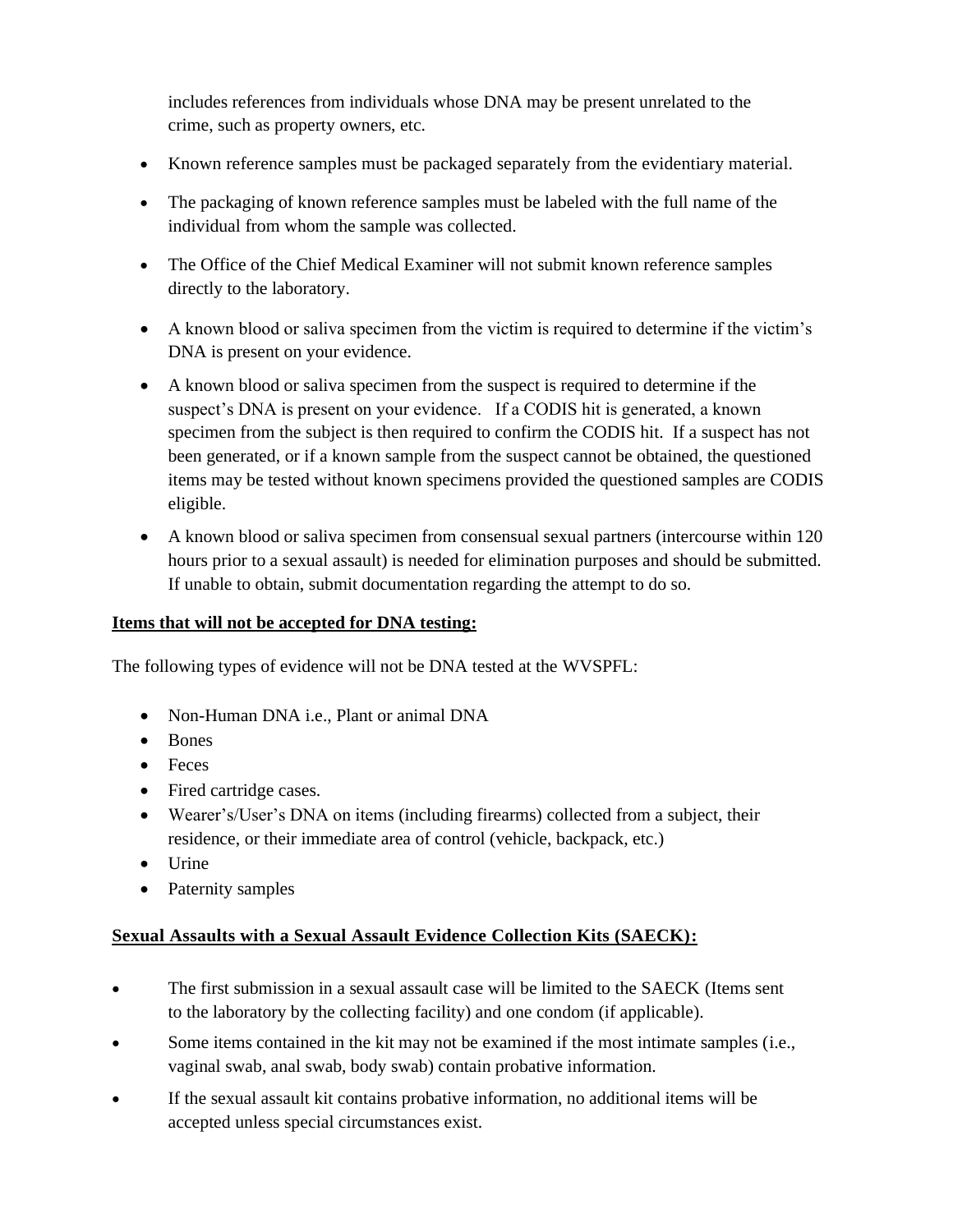includes references from individuals whose DNA may be present unrelated to the crime, such as property owners, etc.

- Known reference samples must be packaged separately from the evidentiary material.
- The packaging of known reference samples must be labeled with the full name of the individual from whom the sample was collected.
- The Office of the Chief Medical Examiner will not submit known reference samples directly to the laboratory.
- A known blood or saliva specimen from the victim is required to determine if the victim's DNA is present on your evidence.
- A known blood or saliva specimen from the suspect is required to determine if the suspect's DNA is present on your evidence. If a CODIS hit is generated, a known specimen from the subject is then required to confirm the CODIS hit. If a suspect has not been generated, or if a known sample from the suspect cannot be obtained, the questioned items may be tested without known specimens provided the questioned samples are CODIS eligible.
- A known blood or saliva specimen from consensual sexual partners (intercourse within 120 hours prior to a sexual assault) is needed for elimination purposes and should be submitted. If unable to obtain, submit documentation regarding the attempt to do so.

**Items that will not be accepted for DNA testing:**

The following types of evidence will not be DNA tested at the WVSPFL:

- Non-Human DNA i.e., Plant or animal DNA
- Bones
- Feces
- Fired cartridge cases.
- Wearer's/User's DNA on items (including firearms) collected from a subject, their residence, or their immediate area of control (vehicle, backpack, etc.)
- Urine
- Paternity samples

**Sexual Assaults with a Sexual Assault Evidence Collection Kits (SAECK):**

- The first submission in a sexual assault case will be limited to the SAECK (Items sent to the laboratory by the collecting facility) and one condom (if applicable).
- Some items contained in the kit may not be examined if the most intimate samples (i.e., vaginal swab, anal swab, body swab) contain probative information.
- If the sexual assault kit contains probative information, no additional items will be accepted unless special circumstances exist.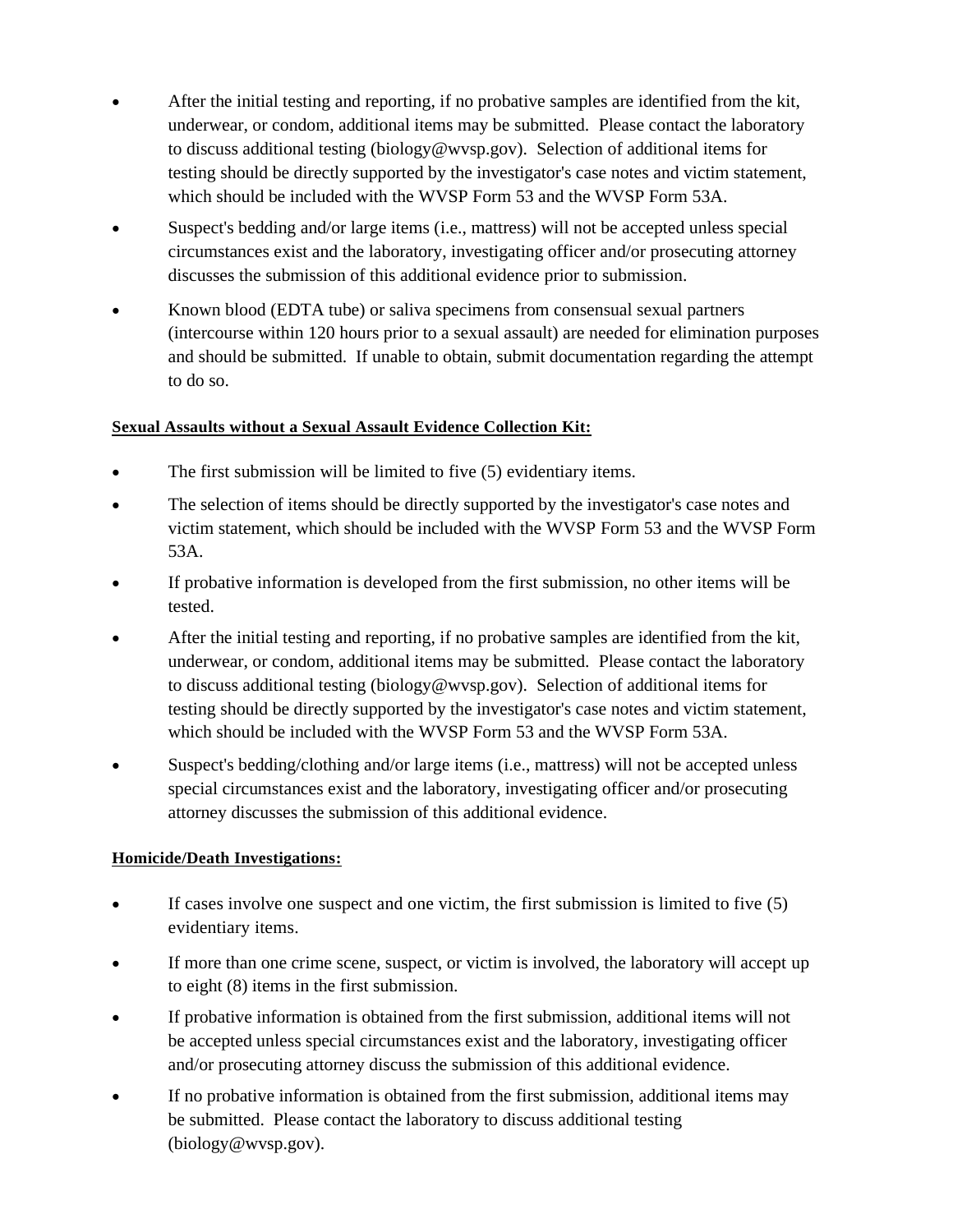- After the initial testing and reporting, if no probative samples are identified from the kit, underwear, or condom, additional items may be submitted. Please contact the laboratory to discuss additional testing (biology@wvsp.gov). Selection of additional items for testing should be directly supported by the investigator's case notes and victim statement, which should be included with the WVSP Form 53 and the WVSP Form 53A.
- Suspect's bedding and/or large items (i.e., mattress) will not be accepted unless special circumstances exist and the laboratory, investigating officer and/or prosecuting attorney discusses the submission of this additional evidence prior to submission.
- Known blood (EDTA tube) or saliva specimens from consensual sexual partners (intercourse within 120 hours prior to a sexual assault) are needed for elimination purposes and should be submitted. If unable to obtain, submit documentation regarding the attempt to do so.

**Sexual Assaults without a Sexual Assault Evidence Collection Kit:**

- The first submission will be limited to five (5) evidentiary items.
- The selection of items should be directly supported by the investigator's case notes and victim statement, which should be included with the WVSP Form 53 and the WVSP Form 53A.
- If probative information is developed from the first submission, no other items will be tested.
- After the initial testing and reporting, if no probative samples are identified from the kit, underwear, or condom, additional items may be submitted. Please contact the laboratory to discuss additional testing (biology@wvsp.gov). Selection of additional items for testing should be directly supported by the investigator's case notes and victim statement, which should be included with the WVSP Form 53 and the WVSP Form 53A.
- Suspect's bedding/clothing and/or large items (i.e., mattress) will not be accepted unless special circumstances exist and the laboratory, investigating officer and/or prosecuting attorney discusses the submission of this additional evidence.

**Homicide/Death Investigations:**

- If cases involve one suspect and one victim, the first submission is limited to five (5) evidentiary items.
- If more than one crime scene, suspect, or victim is involved, the laboratory will accept up to eight (8) items in the first submission.
- If probative information is obtained from the first submission, additional items will not be accepted unless special circumstances exist and the laboratory, investigating officer and/or prosecuting attorney discuss the submission of this additional evidence.
- If no probative information is obtained from the first submission, additional items may be submitted. Please contact the laboratory to discuss additional testing (biology@wvsp.gov).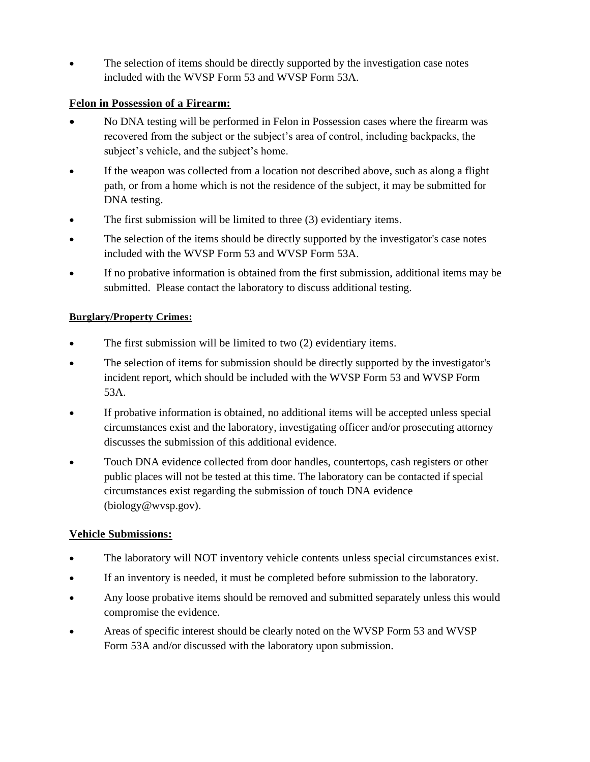- The selection of items should be directly supported by the investigation case notes included with the WVSP Form 53 and WVSP Form 53A.

**Felon in Possession of a Firearm:**

- No DNA testing will be performed in Felon in Possession cases where the firearm was recovered from the subject or the subject's area of control, including backpacks, the subject's vehicle, and the subject's home.
- If the weapon was collected from a location not described above, such as along a flight path, or from a home which is not the residence of the subject, it may be submitted for DNA testing.
- The first submission will be limited to three (3) evidentiary items.
- The selection of the items should be directly supported by the investigator's case notes included with the WVSP Form 53 and WVSP Form 53A.
- If no probative information is obtained from the first submission, additional items may be submitted. Please contact the laboratory to discuss additional testing.

**Burglary/Property Crimes:**

- The first submission will be limited to two (2) evidentiary items.
- The selection of items for submission should be directly supported by the investigator's incident report, which should be included with the WVSP Form 53 and WVSP Form 53A.
- If probative information is obtained, no additional items will be accepted unless special circumstances exist and the laboratory, investigating officer and/or prosecuting attorney discusses the submission of this additional evidence.
- Touch DNA evidence collected from door handles, countertops, cash registers or other public places will not be tested at this time. The laboratory can be contacted if special circumstances exist regarding the submission of touch DNA evidence (biology@wvsp.gov).

**Vehicle Submissions:**

- The laboratory will NOT inventory vehicle contents unless special circumstances exist.
- If an inventory is needed, it must be completed before submission to the laboratory.
- Any loose probative items should be removed and submitted separately unless this would compromise the evidence.
- Areas of specific interest should be clearly noted on the WVSP Form 53 and WVSP Form 53A and/or discussed with the laboratory upon submission.